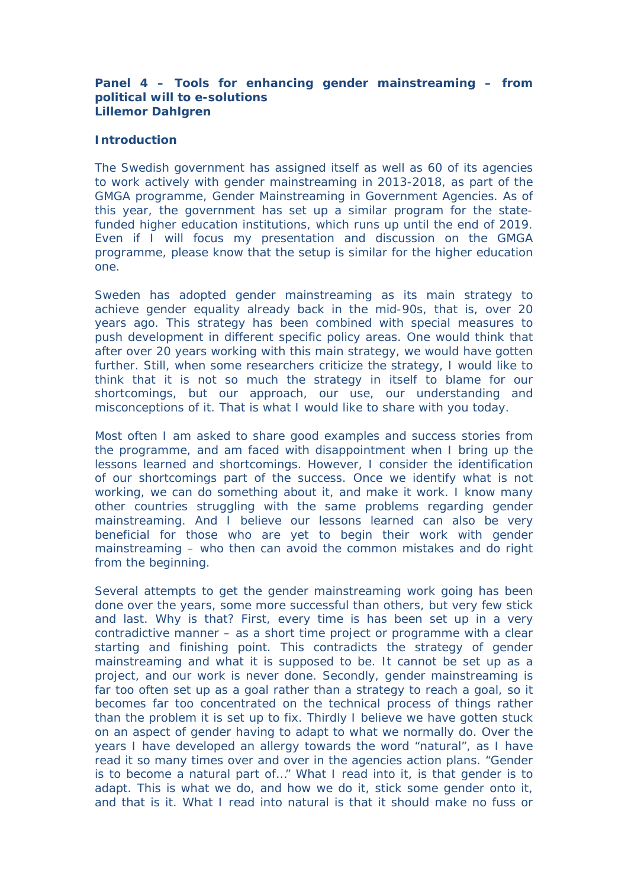**Panel 4 – Tools for enhancing gender mainstreaming – from political will to e-solutions**
**Lillemor Dahlgren**

**Introduction**

The Swedish government has assigned itself as well as 60 of its agencies to work actively with gender mainstreaming in 2013-2018, as part of the GMGA programme, Gender Mainstreaming in Government Agencies. As of this year, the government has set up a similar program for the state-funded higher education institutions, which runs up until the end of 2019. Even if I will focus my presentation and discussion on the GMGA programme, please know that the setup is similar for the higher education one.

Sweden has adopted gender mainstreaming as its main strategy to achieve gender equality already back in the mid-90s, that is, over 20 years ago. This strategy has been combined with special measures to push development in different specific policy areas. One would think that after over 20 years working with this main strategy, we would have gotten further. Still, when some researchers criticize the strategy, I would like to think that it is not so much the strategy in itself to blame for our shortcomings, but our approach, our use, our understanding and misconceptions of it. That is what I would like to share with you today.

Most often I am asked to share good examples and success stories from the programme, and am faced with disappointment when I bring up the lessons learned and shortcomings. However, I consider the identification of our shortcomings part of the success. Once we identify what is not working, we can do something about it, and make it work. I know many other countries struggling with the same problems regarding gender mainstreaming. And I believe our lessons learned can also be very beneficial for those who are yet to begin their work with gender mainstreaming – who then can avoid the common mistakes and do right from the beginning.

Several attempts to get the gender mainstreaming work going has been done over the years, some more successful than others, but very few stick and last. Why is that? First, every time is has been set up in a very contradictive manner – as a short time project or programme with a clear starting and finishing point. This contradicts the strategy of gender mainstreaming and what it is supposed to be. It cannot be set up as a project, and our work is never done. Secondly, gender mainstreaming is far too often set up as a goal rather than a strategy to reach a goal, so it becomes far too concentrated on the technical process of things rather than the problem it is set up to fix. Thirdly I believe we have gotten stuck on an aspect of gender having to adapt to what we normally do. Over the years I have developed an allergy towards the word "natural", as I have read it so many times over and over in the agencies action plans. "Gender is to become a natural part of…" What I read into it, is that gender is to adapt. This is what we do, and how we do it, stick some gender onto it, and that is it. What I read into natural is that it should make no fuss or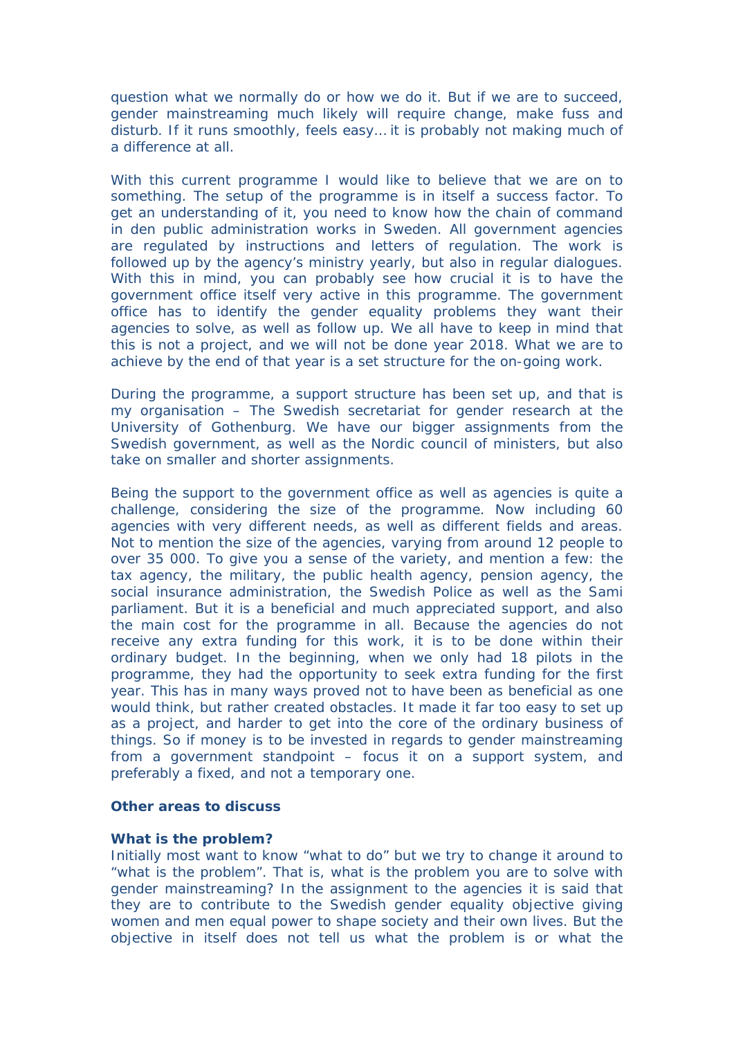question what we normally do or how we do it. But if we are to succeed, gender mainstreaming much likely will require change, make fuss and disturb. If it runs smoothly, feels easy… it is probably not making much of a difference at all.

With this current programme I would like to believe that we are on to something. The setup of the programme is in itself a success factor. To get an understanding of it, you need to know how the chain of command in den public administration works in Sweden. All government agencies are regulated by instructions and letters of regulation. The work is followed up by the agency's ministry yearly, but also in regular dialogues. With this in mind, you can probably see how crucial it is to have the government office itself very active in this programme. The government office has to identify the gender equality problems they want their agencies to solve, as well as follow up. We all have to keep in mind that this is not a project, and we will not be done year 2018. What we are to achieve by the end of that year is a set structure for the on-going work.

During the programme, a support structure has been set up, and that is my organisation – The Swedish secretariat for gender research at the University of Gothenburg. We have our bigger assignments from the Swedish government, as well as the Nordic council of ministers, but also take on smaller and shorter assignments.

Being the support to the government office as well as agencies is quite a challenge, considering the size of the programme. Now including 60 agencies with very different needs, as well as different fields and areas. Not to mention the size of the agencies, varying from around 12 people to over 35 000. To give you a sense of the variety, and mention a few: the tax agency, the military, the public health agency, pension agency, the social insurance administration, the Swedish Police as well as the Sami parliament. But it is a beneficial and much appreciated support, and also the main cost for the programme in all. Because the agencies do not receive any extra funding for this work, it is to be done within their ordinary budget. In the beginning, when we only had 18 pilots in the programme, they had the opportunity to seek extra funding for the first year. This has in many ways proved not to have been as beneficial as one would think, but rather created obstacles. It made it far too easy to set up as a project, and harder to get into the core of the ordinary business of things. So if money is to be invested in regards to gender mainstreaming from a government standpoint – focus it on a support system, and preferably a fixed, and not a temporary one.

**Other areas to discuss**

**What is the problem?**

Initially most want to know "what to do" but we try to change it around to "what is the problem". That is, what is the problem you are to solve with gender mainstreaming? In the assignment to the agencies it is said that they are to contribute to the Swedish gender equality objective giving women and men equal power to shape society and their own lives. But the objective in itself does not tell us what the problem is or what the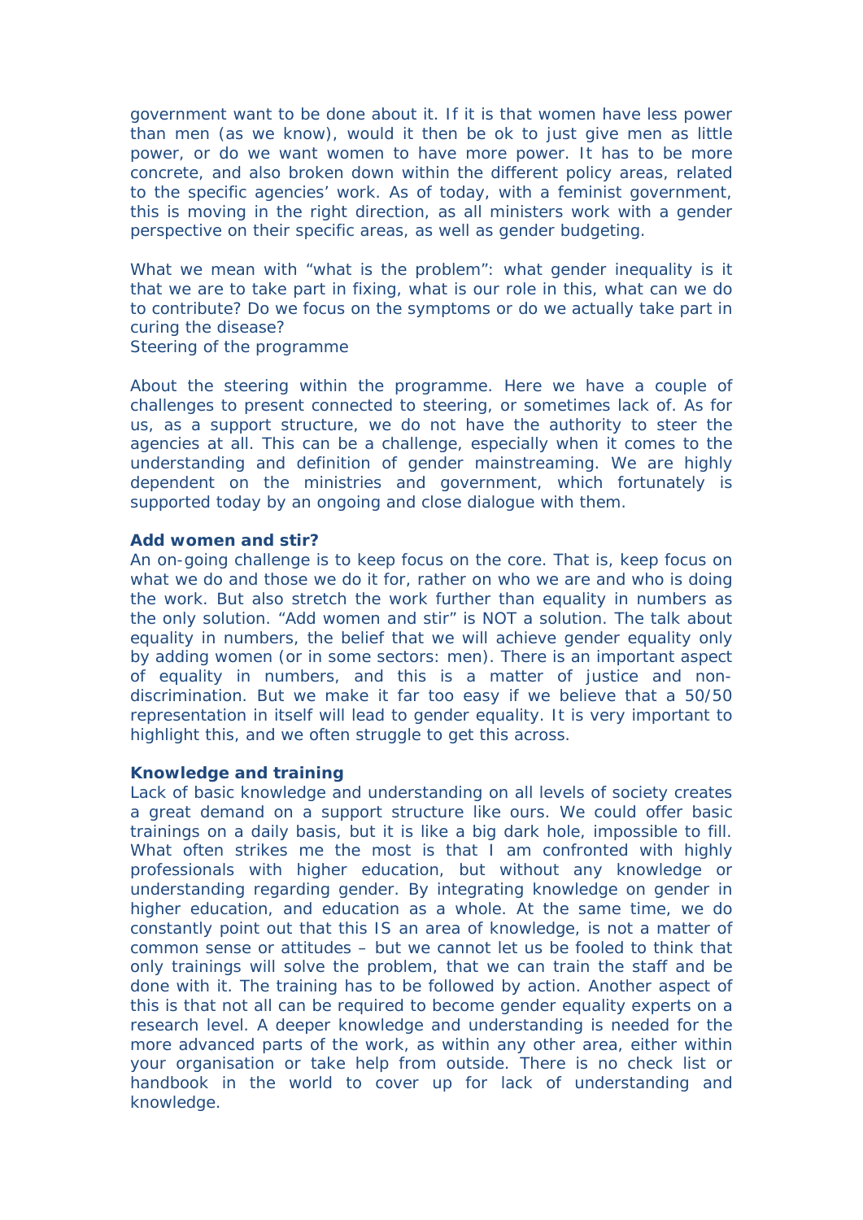government want to be done about it. If it is that women have less power than men (as we know), would it then be ok to just give men as little power, or do we want women to have more power. It has to be more concrete, and also broken down within the different policy areas, related to the specific agencies' work. As of today, with a feminist government, this is moving in the right direction, as all ministers work with a gender perspective on their specific areas, as well as gender budgeting.

What we mean with "what is the problem": what gender inequality is it that we are to take part in fixing, what is our role in this, what can we do to contribute? Do we focus on the symptoms or do we actually take part in curing the disease?
Steering of the programme

About the steering within the programme. Here we have a couple of challenges to present connected to steering, or sometimes lack of. As for us, as a support structure, we do not have the authority to steer the agencies at all. This can be a challenge, especially when it comes to the understanding and definition of gender mainstreaming. We are highly dependent on the ministries and government, which fortunately is supported today by an ongoing and close dialogue with them.

**Add women and stir?**
An on-going challenge is to keep focus on the core. That is, keep focus on what we do and those we do it for, rather on who we are and who is doing the work. But also stretch the work further than equality in numbers as the only solution. "Add women and stir" is NOT a solution. The talk about equality in numbers, the belief that we will achieve gender equality only by adding women (or in some sectors: men). There is an important aspect of equality in numbers, and this is a matter of justice and non-discrimination. But we make it far too easy if we believe that a 50/50 representation in itself will lead to gender equality. It is very important to highlight this, and we often struggle to get this across.

**Knowledge and training**
Lack of basic knowledge and understanding on all levels of society creates a great demand on a support structure like ours. We could offer basic trainings on a daily basis, but it is like a big dark hole, impossible to fill. What often strikes me the most is that I am confronted with highly professionals with higher education, but without any knowledge or understanding regarding gender. By integrating knowledge on gender in higher education, and education as a whole. At the same time, we do constantly point out that this IS an area of knowledge, is not a matter of common sense or attitudes – but we cannot let us be fooled to think that only trainings will solve the problem, that we can train the staff and be done with it. The training has to be followed by action. Another aspect of this is that not all can be required to become gender equality experts on a research level. A deeper knowledge and understanding is needed for the more advanced parts of the work, as within any other area, either within your organisation or take help from outside. There is no check list or handbook in the world to cover up for lack of understanding and knowledge.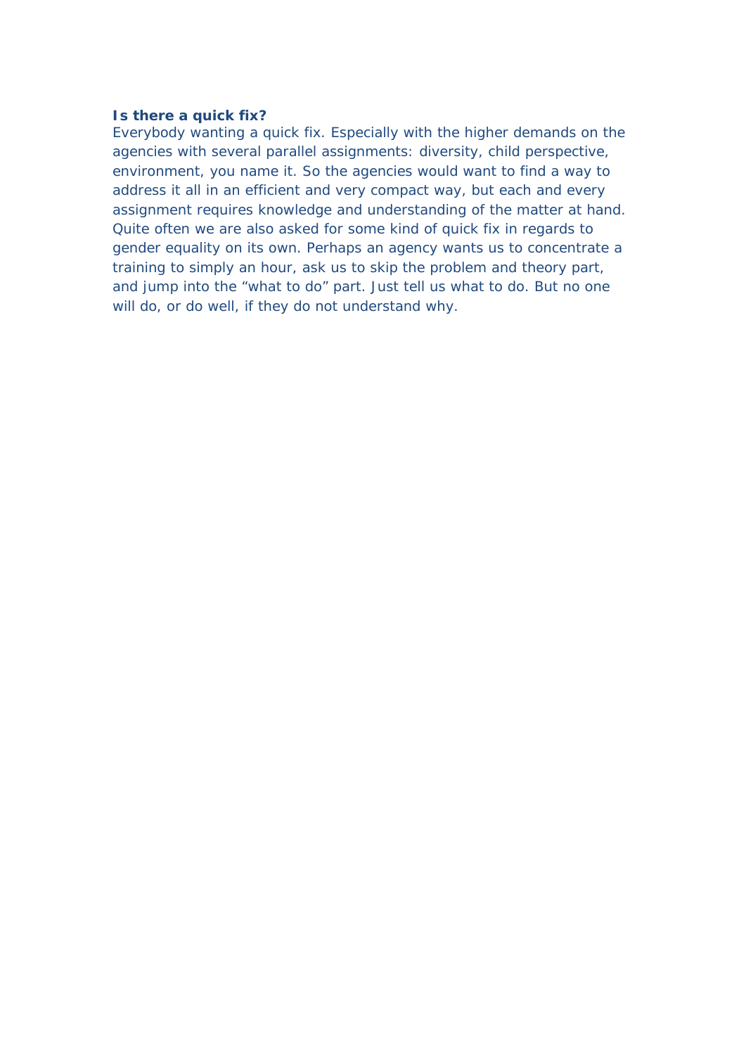**Is there a quick fix?**

Everybody wanting a quick fix. Especially with the higher demands on the agencies with several parallel assignments: diversity, child perspective, environment, you name it. So the agencies would want to find a way to address it all in an efficient and very compact way, but each and every assignment requires knowledge and understanding of the matter at hand. Quite often we are also asked for some kind of quick fix in regards to gender equality on its own. Perhaps an agency wants us to concentrate a training to simply an hour, ask us to skip the problem and theory part, and jump into the "what to do" part. Just tell us what to do. But no one will do, or do well, if they do not understand why.